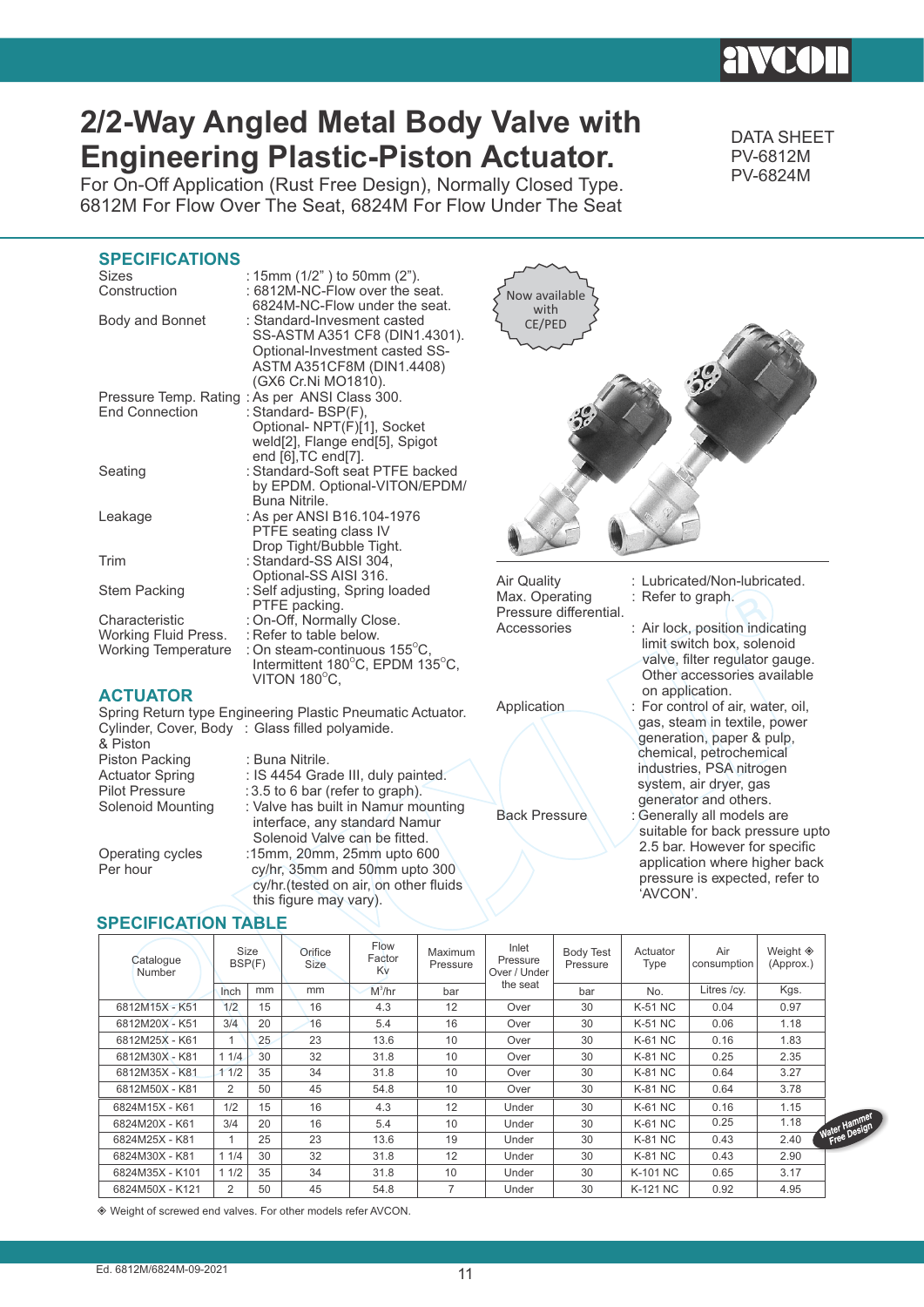# 2/2-Way Angled Metal Body Valve with Engineering Plastic-Piston Actuator.

For On-Off Application (Rust Free Design), Normally Closed Type.
6812M For Flow Over The Seat, 6824M For Flow Under The Seat

DATA SHEET
PV-6812M
PV-6824M

## SPECIFICATIONS

| | |
|---|---|
| Sizes | : 15mm (1/2" ) to 50mm (2"). |
| Construction | : 6812M-NC-Flow over the seat. 6824M-NC-Flow under the seat. |
| Body and Bonnet | : Standard-Invesment casted SS-ASTM A351 CF8 (DIN1.4301). Optional-Investment casted SS-ASTM A351CF8M (DIN1.4408) (GX6 Cr.Ni MO1810). |
| Pressure Temp. Rating | : As per ANSI Class 300. |
| End Connection | : Standard- BSP(F), Optional- NPT(F)[1], Socket weld[2], Flange end[5], Spigot end [6],TC end[7]. |
| Seating | : Standard-Soft seat PTFE backed by EPDM. Optional-VITON/EPDM/ Buna Nitrile. |
| Leakage | : As per ANSI B16.104-1976 PTFE seating class IV Drop Tight/Bubble Tight. |
| Trim | : Standard-SS AISI 304, Optional-SS AISI 316. |
| Stem Packing | : Self adjusting, Spring loaded PTFE packing. |
| Characteristic | : On-Off, Normally Close. |
| Working Fluid Press. | : Refer to table below. |
| Working Temperature | : On steam-continuous 155°C, Intermittent 180°C, EPDM 135°C, VITON 180°C, |

## ACTUATOR

Spring Return type Engineering Plastic Pneumatic Actuator.

| | |
|---|---|
| Cylinder, Cover, Body & Piston | : Glass filled polyamide. |
| Piston Packing | : Buna Nitrile. |
| Actuator Spring | : IS 4454 Grade III, duly painted. |
| Pilot Pressure | : 3.5 to 6 bar (refer to graph). |
| Solenoid Mounting | : Valve has built in Namur mounting interface, any standard Namur Solenoid Valve can be fitted. |
| Operating cycles Per hour | : 15mm, 20mm, 25mm upto 600 cy/hr, 35mm and 50mm upto 300 cy/hr.(tested on air, on other fluids this figure may vary). |

Now available with CE/PED

| | |
|---|---|
| Air Quality | : Lubricated/Non-lubricated. |
| Max. Operating Pressure differential. | : Refer to graph. |
| Accessories | : Air lock, position indicating limit switch box, solenoid valve, filter regulator gauge. Other accessories available on application. |
| Application | : For control of air, water, oil, gas, steam in textile, power generation, paper & pulp, chemical, petrochemical industries, PSA nitrogen system, air dryer, gas generator and others. |
| Back Pressure | : Generally all models are suitable for back pressure upto 2.5 bar. However for specific application where higher back pressure is expected, refer to 'AVCON'. |

## SPECIFICATION TABLE

| Catalogue Number | Size BSP(F) | | Orifice Size | Flow Factor Kv | Maximum Pressure | Inlet Pressure Over / Under the seat | Body Test Pressure | Actuator Type | Air consumption | Weight ◈ (Approx.) |
|---|---|---|---|---|---|---|---|---|---|---|
| | Inch | mm | mm | $M^3$/hr | bar | | bar | No. | Litres /cy. | Kgs. |
| 6812M15X - K51 | 1/2 | 15 | 16 | 4.3 | 12 | Over | 30 | K-51 NC | 0.04 | 0.97 |
| 6812M20X - K51 | 3/4 | 20 | 16 | 5.4 | 16 | Over | 30 | K-51 NC | 0.06 | 1.18 |
| 6812M25X - K61 | 1 | 25 | 23 | 13.6 | 10 | Over | 30 | K-61 NC | 0.16 | 1.83 |
| 6812M30X - K81 | 1 1/4 | 30 | 32 | 31.8 | 10 | Over | 30 | K-81 NC | 0.25 | 2.35 |
| 6812M35X - K81 | 1 1/2 | 35 | 34 | 31.8 | 10 | Over | 30 | K-81 NC | 0.64 | 3.27 |
| 6812M50X - K81 | 2 | 50 | 45 | 54.8 | 10 | Over | 30 | K-81 NC | 0.64 | 3.78 |
| 6824M15X - K61 | 1/2 | 15 | 16 | 4.3 | 12 | Under | 30 | K-61 NC | 0.16 | 1.15 |
| 6824M20X - K61 | 3/4 | 20 | 16 | 5.4 | 10 | Under | 30 | K-61 NC | 0.25 | 1.18 |
| 6824M25X - K81 | 1 | 25 | 23 | 13.6 | 19 | Under | 30 | K-81 NC | 0.43 | 2.40 |
| 6824M30X - K81 | 1 1/4 | 30 | 32 | 31.8 | 12 | Under | 30 | K-81 NC | 0.43 | 2.90 |
| 6824M35X - K101 | 1 1/2 | 35 | 34 | 31.8 | 10 | Under | 30 | K-101 NC | 0.65 | 3.17 |
| 6824M50X - K121 | 2 | 50 | 45 | 54.8 | 7 | Under | 30 | K-121 NC | 0.92 | 4.95 |

Water Hammer Free Design

◈ Weight of screwed end valves. For other models refer AVCON.

Ed. 6812M/6824M-09-2021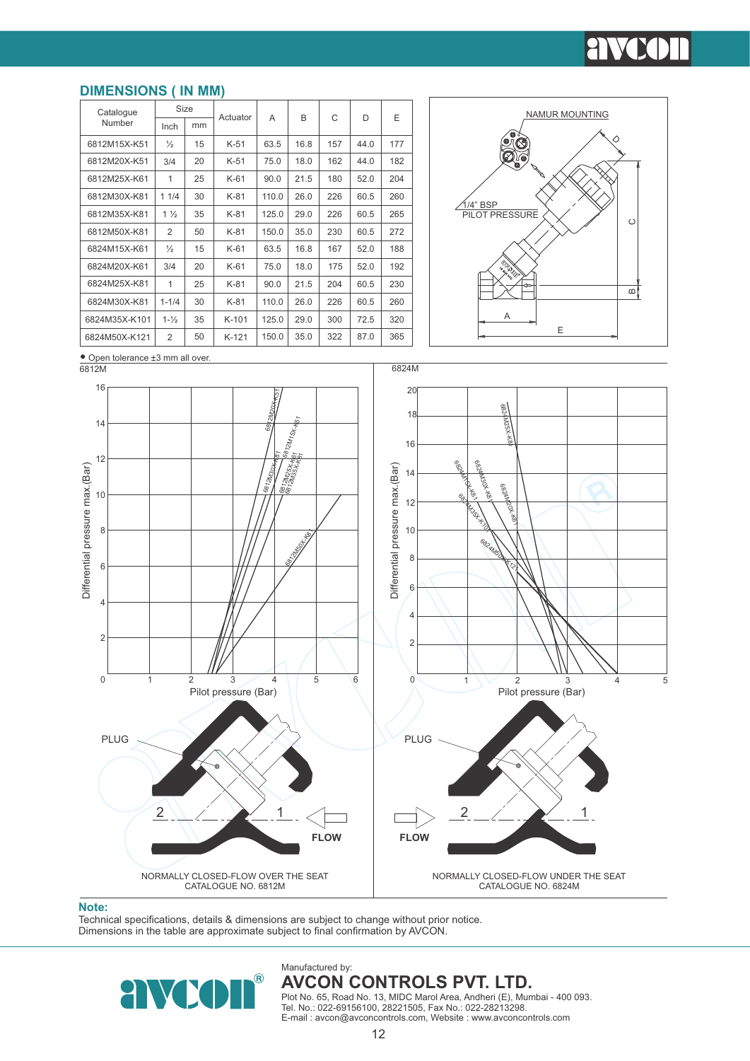## DIMENSIONS ( IN MM)

| Catalogue Number | Size | | Actuator | A | B | C | D | E |
|---|---|---|---|---|---|---|---|---|
| | Inch | mm | | | | | | |
| 6812M15X-K51 | ½ | 15 | K-51 | 63.5 | 16.8 | 157 | 44.0 | 177 |
| 6812M20X-K51 | 3/4 | 20 | K-51 | 75.0 | 18.0 | 162 | 44.0 | 182 |
| 6812M25X-K61 | 1 | 25 | K-61 | 90.0 | 21.5 | 180 | 52.0 | 204 |
| 6812M30X-K81 | 1 1/4 | 30 | K-81 | 110.0 | 26.0 | 226 | 60.5 | 260 |
| 6812M35X-K81 | 1 ½ | 35 | K-81 | 125.0 | 29.0 | 226 | 60.5 | 265 |
| 6812M50X-K81 | 2 | 50 | K-81 | 150.0 | 35.0 | 230 | 60.5 | 272 |
| 6824M15X-K61 | ½ | 15 | K-61 | 63.5 | 16.8 | 167 | 52.0 | 188 |
| 6824M20X-K61 | 3/4 | 20 | K-61 | 75.0 | 18.0 | 175 | 52.0 | 192 |
| 6824M25X-K81 | 1 | 25 | K-81 | 90.0 | 21.5 | 204 | 60.5 | 230 |
| 6824M30X-K81 | 1-1/4 | 30 | K-81 | 110.0 | 26.0 | 226 | 60.5 | 260 |
| 6824M35X-K101 | 1-½ | 35 | K-101 | 125.0 | 29.0 | 300 | 72.5 | 320 |
| 6824M50X-K121 | 2 | 50 | K-121 | 150.0 | 35.0 | 322 | 87.0 | 365 |

NAMUR MOUNTING

1/4" BSP
PILOT PRESSURE

A B C D E

- Open tolerance ±3 mm all over.

6812M

Differential pressure max.(Bar)

Pilot pressure (Bar)

6812M20X-K51
6812M15X-K51
6812M30X-K81
6812M25X-K61
6812M35X-K81
6812M50X-K81

6824M

Differential pressure max.(Bar)

Pilot pressure (Bar)

6824M25X-K81
6824M15X-K61
6824M30X-K81
6824M20X-K61
6824M35X-K101
6824M50X-K121

PLUG

2 1

FLOW

NORMALLY CLOSED-FLOW OVER THE SEAT
CATALOGUE NO. 6812M

PLUG

2 1

FLOW

NORMALLY CLOSED-FLOW UNDER THE SEAT
CATALOGUE NO. 6824M

**Note:**

Technical specifications, details & dimensions are subject to change without prior notice.
Dimensions in the table are approximate subject to final confirmation by AVCON.

Manufactured by:

**AVCON CONTROLS PVT. LTD.**

Plot No. 65, Road No. 13, MIDC Marol Area, Andheri (E), Mumbai - 400 093.
Tel. No.: 022-69156100, 28221505, Fax No.: 022-28213298.
E-mail : avcon@avconcontrols.com, Website : www.avconcontrols.com